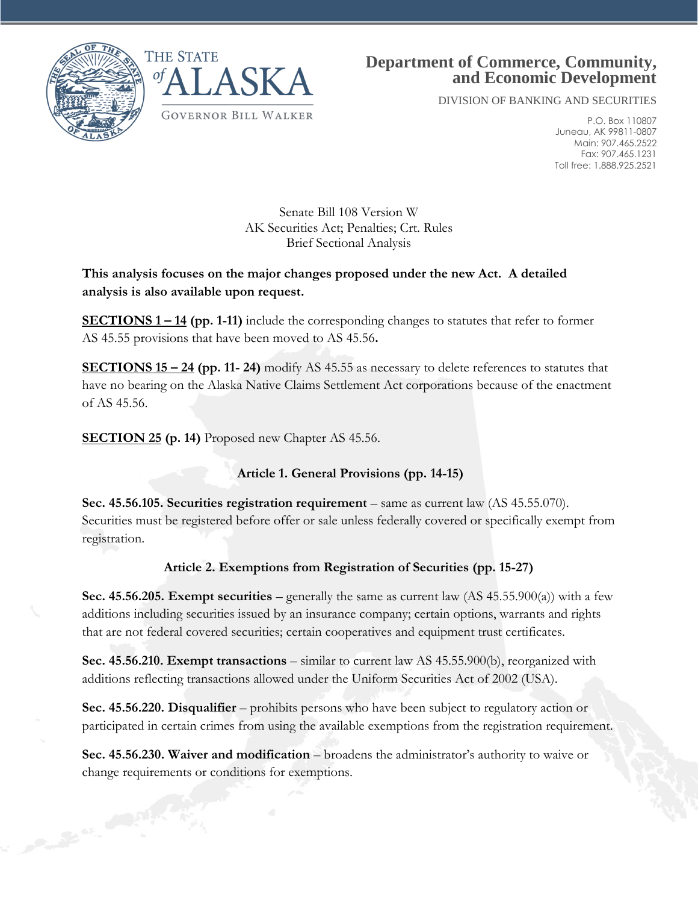THE STATE of ALASKA

GOVERNOR BILL WALKER

**Department of Commerce, Community, and Economic Development**

DIVISION OF BANKING AND SECURITIES

P.O. Box 110807
Juneau, AK 99811-0807
Main: 907.465.2522
Fax: 907.465.1231
Toll free: 1.888.925.2521

Senate Bill 108 Version W
AK Securities Act; Penalties; Crt. Rules
Brief Sectional Analysis

**This analysis focuses on the major changes proposed under the new Act. A detailed analysis is also available upon request.**

**SECTIONS 1 – 14 (pp. 1-11)** include the corresponding changes to statutes that refer to former AS 45.55 provisions that have been moved to AS 45.56**.**

**SECTIONS 15 – 24 (pp. 11- 24)** modify AS 45.55 as necessary to delete references to statutes that have no bearing on the Alaska Native Claims Settlement Act corporations because of the enactment of AS 45.56.

**SECTION 25 (p. 14)** Proposed new Chapter AS 45.56.

### Article 1. General Provisions (pp. 14-15)

**Sec. 45.56.105. Securities registration requirement** – same as current law (AS 45.55.070). Securities must be registered before offer or sale unless federally covered or specifically exempt from registration.

### Article 2. Exemptions from Registration of Securities (pp. 15-27)

**Sec. 45.56.205. Exempt securities** – generally the same as current law (AS 45.55.900(a)) with a few additions including securities issued by an insurance company; certain options, warrants and rights that are not federal covered securities; certain cooperatives and equipment trust certificates.

**Sec. 45.56.210. Exempt transactions** – similar to current law AS 45.55.900(b), reorganized with additions reflecting transactions allowed under the Uniform Securities Act of 2002 (USA).

**Sec. 45.56.220. Disqualifier** – prohibits persons who have been subject to regulatory action or participated in certain crimes from using the available exemptions from the registration requirement.

**Sec. 45.56.230. Waiver and modification** – broadens the administrator's authority to waive or change requirements or conditions for exemptions.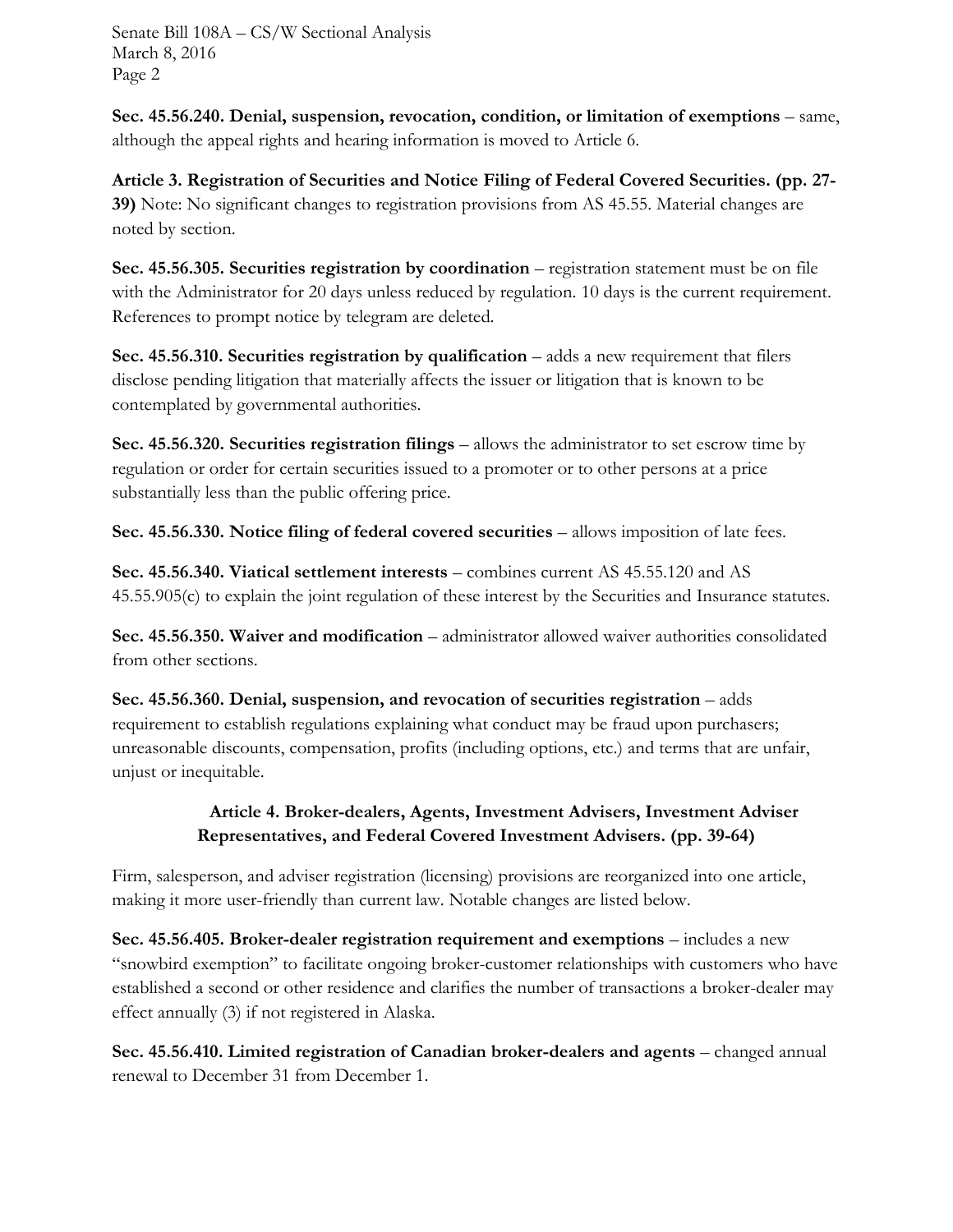**Sec. 45.56.240. Denial, suspension, revocation, condition, or limitation of exemptions** – same, although the appeal rights and hearing information is moved to Article 6.

**Article 3. Registration of Securities and Notice Filing of Federal Covered Securities. (pp. 27-39)** Note: No significant changes to registration provisions from AS 45.55. Material changes are noted by section.

**Sec. 45.56.305. Securities registration by coordination** – registration statement must be on file with the Administrator for 20 days unless reduced by regulation. 10 days is the current requirement. References to prompt notice by telegram are deleted.

**Sec. 45.56.310. Securities registration by qualification** – adds a new requirement that filers disclose pending litigation that materially affects the issuer or litigation that is known to be contemplated by governmental authorities.

**Sec. 45.56.320. Securities registration filings** – allows the administrator to set escrow time by regulation or order for certain securities issued to a promoter or to other persons at a price substantially less than the public offering price.

**Sec. 45.56.330. Notice filing of federal covered securities** – allows imposition of late fees.

**Sec. 45.56.340. Viatical settlement interests** – combines current AS 45.55.120 and AS 45.55.905(c) to explain the joint regulation of these interest by the Securities and Insurance statutes.

**Sec. 45.56.350. Waiver and modification** – administrator allowed waiver authorities consolidated from other sections.

**Sec. 45.56.360. Denial, suspension, and revocation of securities registration** – adds requirement to establish regulations explaining what conduct may be fraud upon purchasers; unreasonable discounts, compensation, profits (including options, etc.) and terms that are unfair, unjust or inequitable.

## Article 4. Broker-dealers, Agents, Investment Advisers, Investment Adviser Representatives, and Federal Covered Investment Advisers. (pp. 39-64)

Firm, salesperson, and adviser registration (licensing) provisions are reorganized into one article, making it more user-friendly than current law. Notable changes are listed below.

**Sec. 45.56.405. Broker-dealer registration requirement and exemptions** – includes a new "snowbird exemption" to facilitate ongoing broker-customer relationships with customers who have established a second or other residence and clarifies the number of transactions a broker-dealer may effect annually (3) if not registered in Alaska.

**Sec. 45.56.410. Limited registration of Canadian broker-dealers and agents** – changed annual renewal to December 31 from December 1.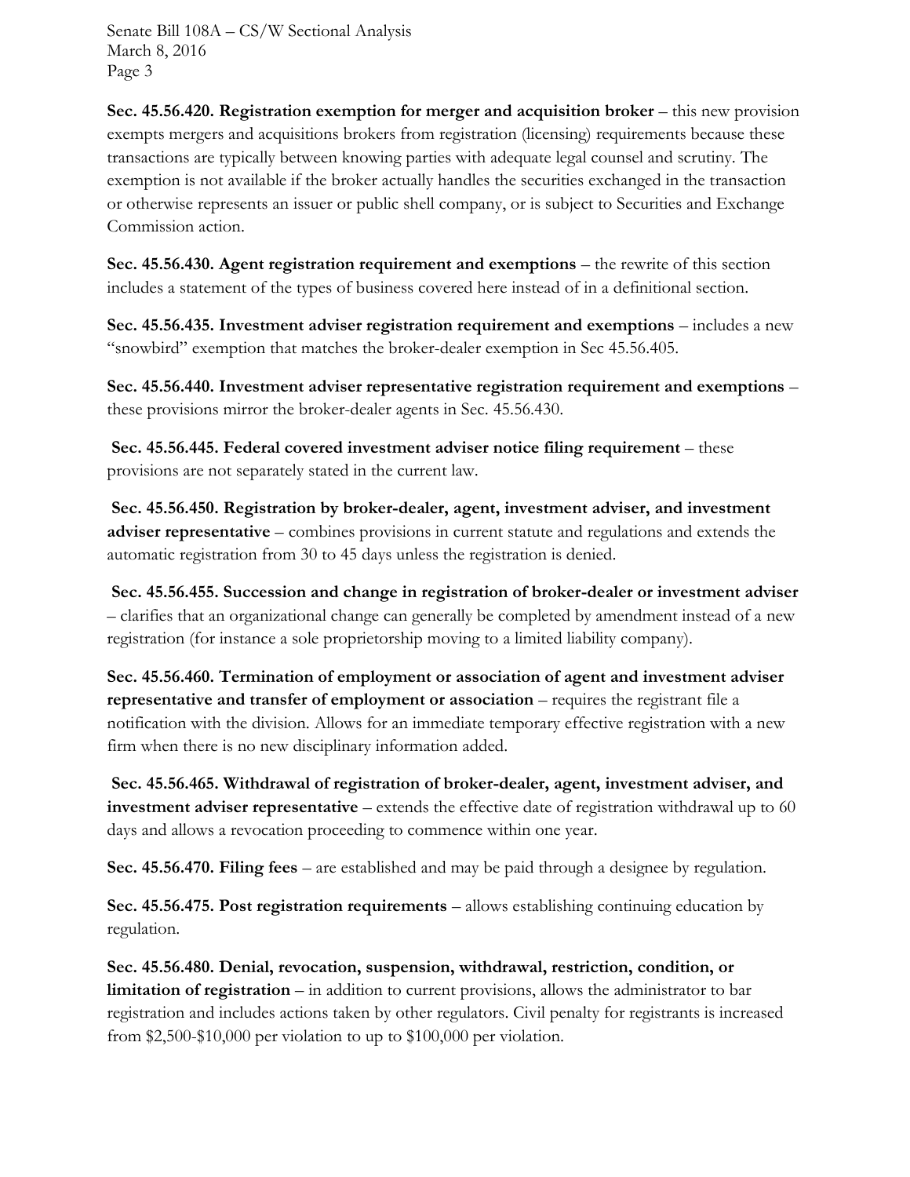**Sec. 45.56.420. Registration exemption for merger and acquisition broker** – this new provision exempts mergers and acquisitions brokers from registration (licensing) requirements because these transactions are typically between knowing parties with adequate legal counsel and scrutiny. The exemption is not available if the broker actually handles the securities exchanged in the transaction or otherwise represents an issuer or public shell company, or is subject to Securities and Exchange Commission action.

**Sec. 45.56.430. Agent registration requirement and exemptions** – the rewrite of this section includes a statement of the types of business covered here instead of in a definitional section.

**Sec. 45.56.435. Investment adviser registration requirement and exemptions** – includes a new "snowbird" exemption that matches the broker-dealer exemption in Sec 45.56.405.

**Sec. 45.56.440. Investment adviser representative registration requirement and exemptions** – these provisions mirror the broker-dealer agents in Sec. 45.56.430.

**Sec. 45.56.445. Federal covered investment adviser notice filing requirement** – these provisions are not separately stated in the current law.

**Sec. 45.56.450. Registration by broker-dealer, agent, investment adviser, and investment adviser representative** – combines provisions in current statute and regulations and extends the automatic registration from 30 to 45 days unless the registration is denied.

**Sec. 45.56.455. Succession and change in registration of broker-dealer or investment adviser** – clarifies that an organizational change can generally be completed by amendment instead of a new registration (for instance a sole proprietorship moving to a limited liability company).

**Sec. 45.56.460. Termination of employment or association of agent and investment adviser representative and transfer of employment or association** – requires the registrant file a notification with the division. Allows for an immediate temporary effective registration with a new firm when there is no new disciplinary information added.

**Sec. 45.56.465. Withdrawal of registration of broker-dealer, agent, investment adviser, and investment adviser representative** – extends the effective date of registration withdrawal up to 60 days and allows a revocation proceeding to commence within one year.

**Sec. 45.56.470. Filing fees** – are established and may be paid through a designee by regulation.

**Sec. 45.56.475. Post registration requirements** – allows establishing continuing education by regulation.

**Sec. 45.56.480. Denial, revocation, suspension, withdrawal, restriction, condition, or limitation of registration** – in addition to current provisions, allows the administrator to bar registration and includes actions taken by other regulators. Civil penalty for registrants is increased from $2,500-$10,000 per violation to up to $100,000 per violation.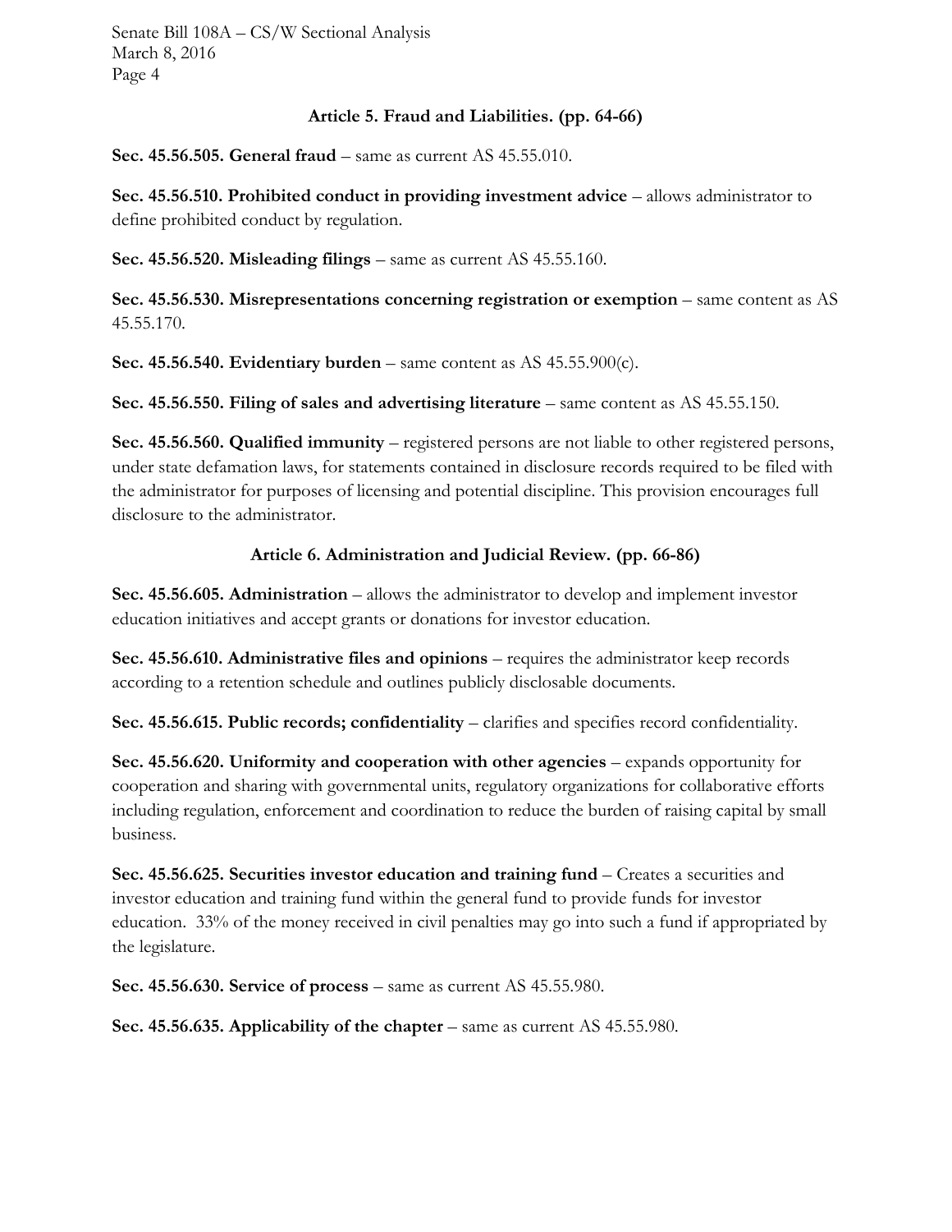### Article 5. Fraud and Liabilities. (pp. 64-66)

**Sec. 45.56.505. General fraud** – same as current AS 45.55.010.

**Sec. 45.56.510. Prohibited conduct in providing investment advice** – allows administrator to define prohibited conduct by regulation.

**Sec. 45.56.520. Misleading filings** – same as current AS 45.55.160.

**Sec. 45.56.530. Misrepresentations concerning registration or exemption** – same content as AS 45.55.170.

**Sec. 45.56.540. Evidentiary burden** – same content as AS 45.55.900(c).

**Sec. 45.56.550. Filing of sales and advertising literature** – same content as AS 45.55.150.

**Sec. 45.56.560. Qualified immunity** – registered persons are not liable to other registered persons, under state defamation laws, for statements contained in disclosure records required to be filed with the administrator for purposes of licensing and potential discipline. This provision encourages full disclosure to the administrator.

### Article 6. Administration and Judicial Review. (pp. 66-86)

**Sec. 45.56.605. Administration** – allows the administrator to develop and implement investor education initiatives and accept grants or donations for investor education.

**Sec. 45.56.610. Administrative files and opinions** – requires the administrator keep records according to a retention schedule and outlines publicly disclosable documents.

**Sec. 45.56.615. Public records; confidentiality** – clarifies and specifies record confidentiality.

**Sec. 45.56.620. Uniformity and cooperation with other agencies** – expands opportunity for cooperation and sharing with governmental units, regulatory organizations for collaborative efforts including regulation, enforcement and coordination to reduce the burden of raising capital by small business.

**Sec. 45.56.625. Securities investor education and training fund** – Creates a securities and investor education and training fund within the general fund to provide funds for investor education. 33% of the money received in civil penalties may go into such a fund if appropriated by the legislature.

**Sec. 45.56.630. Service of process** – same as current AS 45.55.980.

**Sec. 45.56.635. Applicability of the chapter** – same as current AS 45.55.980.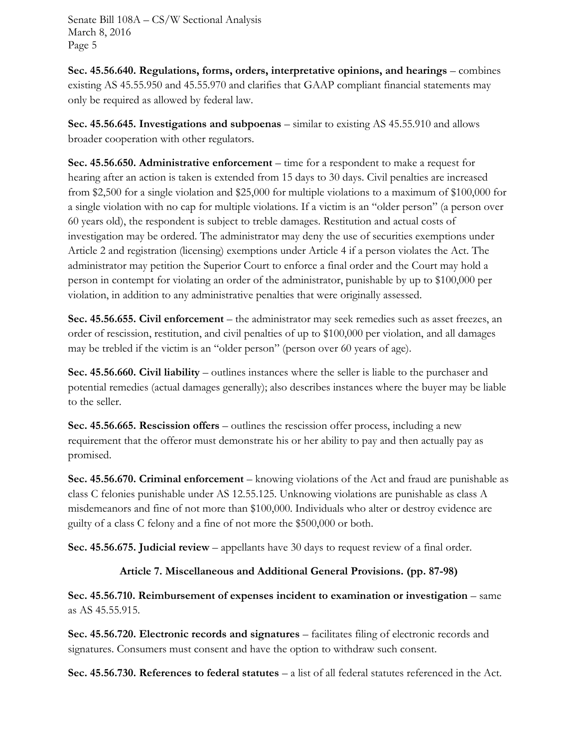**Sec. 45.56.640. Regulations, forms, orders, interpretative opinions, and hearings** – combines existing AS 45.55.950 and 45.55.970 and clarifies that GAAP compliant financial statements may only be required as allowed by federal law.

**Sec. 45.56.645. Investigations and subpoenas** – similar to existing AS 45.55.910 and allows broader cooperation with other regulators.

**Sec. 45.56.650. Administrative enforcement** – time for a respondent to make a request for hearing after an action is taken is extended from 15 days to 30 days. Civil penalties are increased from $2,500 for a single violation and $25,000 for multiple violations to a maximum of $100,000 for a single violation with no cap for multiple violations. If a victim is an "older person" (a person over 60 years old), the respondent is subject to treble damages. Restitution and actual costs of investigation may be ordered. The administrator may deny the use of securities exemptions under Article 2 and registration (licensing) exemptions under Article 4 if a person violates the Act. The administrator may petition the Superior Court to enforce a final order and the Court may hold a person in contempt for violating an order of the administrator, punishable by up to $100,000 per violation, in addition to any administrative penalties that were originally assessed.

**Sec. 45.56.655. Civil enforcement** – the administrator may seek remedies such as asset freezes, an order of rescission, restitution, and civil penalties of up to $100,000 per violation, and all damages may be trebled if the victim is an "older person" (person over 60 years of age).

**Sec. 45.56.660. Civil liability** – outlines instances where the seller is liable to the purchaser and potential remedies (actual damages generally); also describes instances where the buyer may be liable to the seller.

**Sec. 45.56.665. Rescission offers** – outlines the rescission offer process, including a new requirement that the offeror must demonstrate his or her ability to pay and then actually pay as promised.

**Sec. 45.56.670. Criminal enforcement** – knowing violations of the Act and fraud are punishable as class C felonies punishable under AS 12.55.125. Unknowing violations are punishable as class A misdemeanors and fine of not more than $100,000. Individuals who alter or destroy evidence are guilty of a class C felony and a fine of not more the $500,000 or both.

**Sec. 45.56.675. Judicial review** – appellants have 30 days to request review of a final order.

## Article 7. Miscellaneous and Additional General Provisions. (pp. 87-98)

**Sec. 45.56.710. Reimbursement of expenses incident to examination or investigation** – same as AS 45.55.915.

**Sec. 45.56.720. Electronic records and signatures** – facilitates filing of electronic records and signatures. Consumers must consent and have the option to withdraw such consent.

**Sec. 45.56.730. References to federal statutes** – a list of all federal statutes referenced in the Act.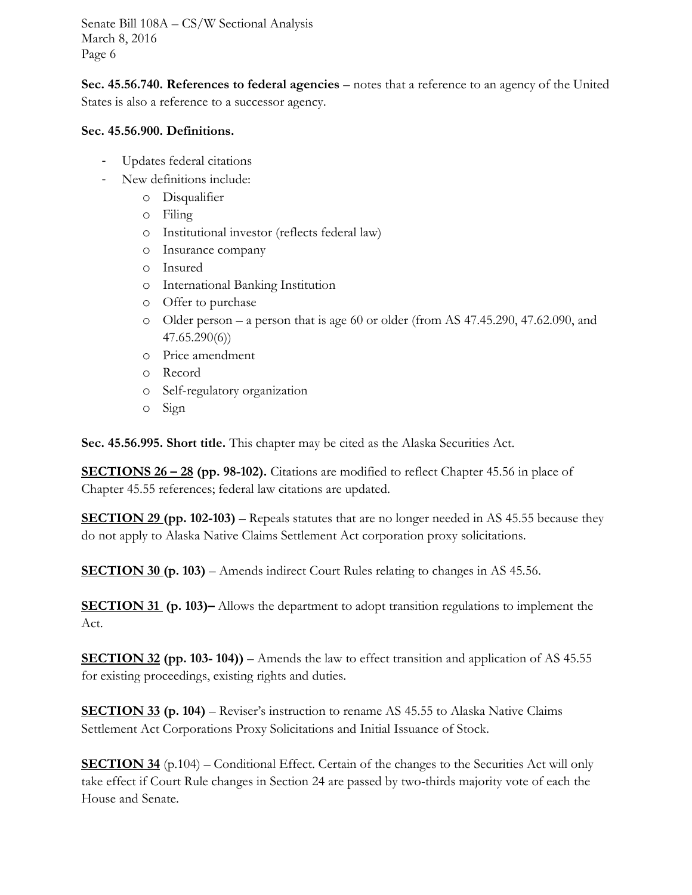**Sec. 45.56.740. References to federal agencies** – notes that a reference to an agency of the United States is also a reference to a successor agency.

**Sec. 45.56.900. Definitions.**

- Updates federal citations
- New definitions include:
    - Disqualifier
    - Filing
    - Institutional investor (reflects federal law)
    - Insurance company
    - Insured
    - International Banking Institution
    - Offer to purchase
    - Older person – a person that is age 60 or older (from AS 47.45.290, 47.62.090, and 47.65.290(6))
    - Price amendment
    - Record
    - Self-regulatory organization
    - Sign

**Sec. 45.56.995. Short title.** This chapter may be cited as the Alaska Securities Act.

**SECTIONS 26 – 28 (pp. 98-102).** Citations are modified to reflect Chapter 45.56 in place of Chapter 45.55 references; federal law citations are updated.

**SECTION 29 (pp. 102-103)** – Repeals statutes that are no longer needed in AS 45.55 because they do not apply to Alaska Native Claims Settlement Act corporation proxy solicitations.

**SECTION 30 (p. 103)** – Amends indirect Court Rules relating to changes in AS 45.56.

**SECTION 31 (p. 103)–** Allows the department to adopt transition regulations to implement the Act.

**SECTION 32 (pp. 103- 104))** – Amends the law to effect transition and application of AS 45.55 for existing proceedings, existing rights and duties.

**SECTION 33 (p. 104)** – Reviser's instruction to rename AS 45.55 to Alaska Native Claims Settlement Act Corporations Proxy Solicitations and Initial Issuance of Stock.

**SECTION 34** (p.104) – Conditional Effect. Certain of the changes to the Securities Act will only take effect if Court Rule changes in Section 24 are passed by two-thirds majority vote of each the House and Senate.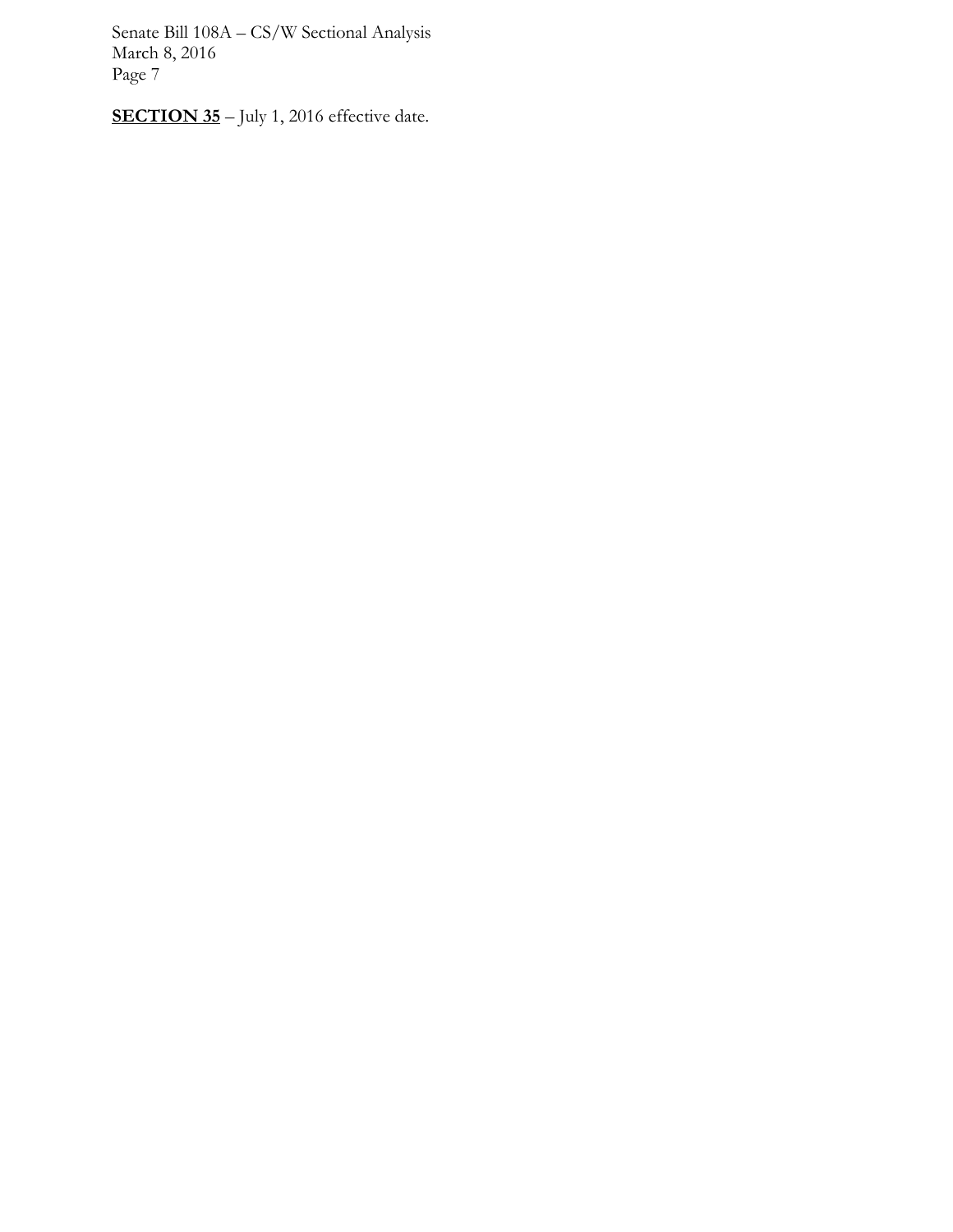**<u>SECTION 35</u>** – July 1, 2016 effective date.